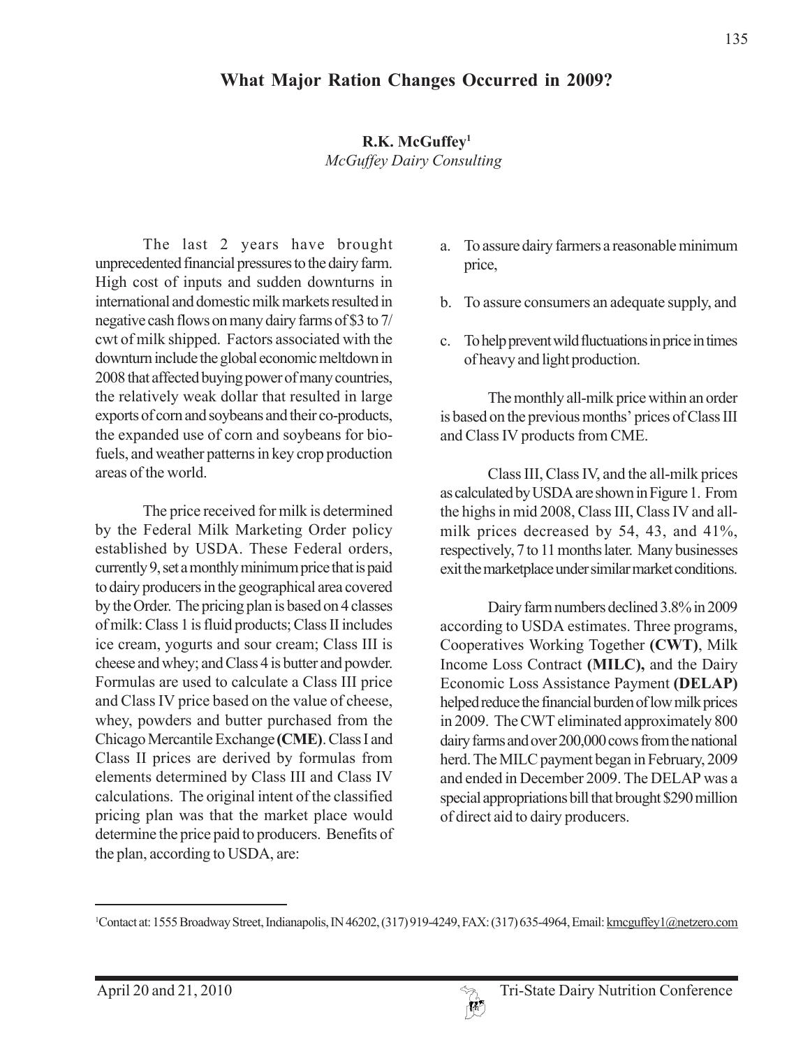# What Major Ration Changes Occurred in 2009?

**R.K. McGuffey**[1]
*McGuffey Dairy Consulting*

The last 2 years have brought unprecedented financial pressures to the dairy farm. High cost of inputs and sudden downturns in international and domestic milk markets resulted in negative cash flows on many dairy farms of $3 to 7/cwt of milk shipped. Factors associated with the downturn include the global economic meltdown in 2008 that affected buying power of many countries, the relatively weak dollar that resulted in large exports of corn and soybeans and their co-products, the expanded use of corn and soybeans for bio-fuels, and weather patterns in key crop production areas of the world.

The price received for milk is determined by the Federal Milk Marketing Order policy established by USDA. These Federal orders, currently 9, set a monthly minimum price that is paid to dairy producers in the geographical area covered by the Order. The pricing plan is based on 4 classes of milk: Class 1 is fluid products; Class II includes ice cream, yogurts and sour cream; Class III is cheese and whey; and Class 4 is butter and powder. Formulas are used to calculate a Class III price and Class IV price based on the value of cheese, whey, powders and butter purchased from the Chicago Mercantile Exchange **(CME)**. Class I and Class II prices are derived by formulas from elements determined by Class III and Class IV calculations. The original intent of the classified pricing plan was that the market place would determine the price paid to producers. Benefits of the plan, according to USDA, are:

a. To assure dairy farmers a reasonable minimum price,

b. To assure consumers an adequate supply, and

c. To help prevent wild fluctuations in price in times of heavy and light production.

The monthly all-milk price within an order is based on the previous months' prices of Class III and Class IV products from CME.

Class III, Class IV, and the all-milk prices as calculated by USDA are shown in Figure 1. From the highs in mid 2008, Class III, Class IV and all-milk prices decreased by 54, 43, and 41%, respectively, 7 to 11 months later. Many businesses exit the marketplace under similar market conditions.

Dairy farm numbers declined 3.8% in 2009 according to USDA estimates. Three programs, Cooperatives Working Together **(CWT)**, Milk Income Loss Contract **(MILC),** and the Dairy Economic Loss Assistance Payment **(DELAP)** helped reduce the financial burden of low milk prices in 2009. The CWT eliminated approximately 800 dairy farms and over 200,000 cows from the national herd. The MILC payment began in February, 2009 and ended in December 2009. The DELAP was a special appropriations bill that brought $290 million of direct aid to dairy producers.

---

[1]Contact at: 1555 Broadway Street, Indianapolis, IN 46202, (317) 919-4249, FAX: (317) 635-4964, Email: kmcguffey1@netzero.com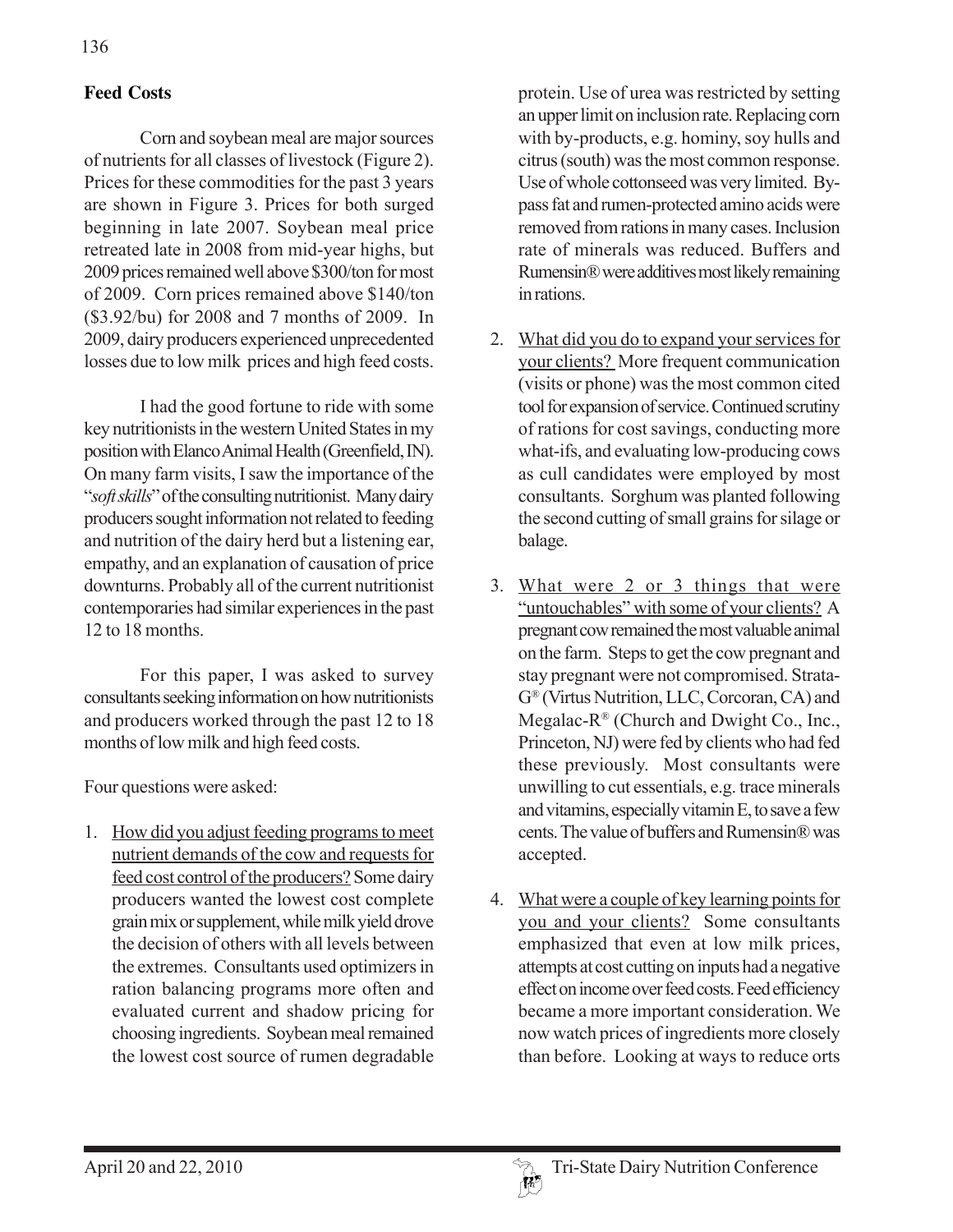## Feed Costs

Corn and soybean meal are major sources of nutrients for all classes of livestock (Figure 2). Prices for these commodities for the past 3 years are shown in Figure 3. Prices for both surged beginning in late 2007. Soybean meal price retreated late in 2008 from mid-year highs, but 2009 prices remained well above $300/ton for most of 2009. Corn prices remained above $140/ton ($3.92/bu) for 2008 and 7 months of 2009. In 2009, dairy producers experienced unprecedented losses due to low milk prices and high feed costs.

I had the good fortune to ride with some key nutritionists in the western United States in my position with Elanco Animal Health (Greenfield, IN). On many farm visits, I saw the importance of the "*soft skills*" of the consulting nutritionist. Many dairy producers sought information not related to feeding and nutrition of the dairy herd but a listening ear, empathy, and an explanation of causation of price downturns. Probably all of the current nutritionist contemporaries had similar experiences in the past 12 to 18 months.

For this paper, I was asked to survey consultants seeking information on how nutritionists and producers worked through the past 12 to 18 months of low milk and high feed costs.

Four questions were asked:

1. <u>How did you adjust feeding programs to meet nutrient demands of the cow and requests for feed cost control of the producers?</u> Some dairy producers wanted the lowest cost complete grain mix or supplement, while milk yield drove the decision of others with all levels between the extremes. Consultants used optimizers in ration balancing programs more often and evaluated current and shadow pricing for choosing ingredients. Soybean meal remained the lowest cost source of rumen degradable protein. Use of urea was restricted by setting an upper limit on inclusion rate. Replacing corn with by-products, e.g. hominy, soy hulls and citrus (south) was the most common response. Use of whole cottonseed was very limited. By-pass fat and rumen-protected amino acids were removed from rations in many cases. Inclusion rate of minerals was reduced. Buffers and Rumensin® were additives most likely remaining in rations.

2. <u>What did you do to expand your services for your clients?</u> More frequent communication (visits or phone) was the most common cited tool for expansion of service. Continued scrutiny of rations for cost savings, conducting more what-ifs, and evaluating low-producing cows as cull candidates were employed by most consultants. Sorghum was planted following the second cutting of small grains for silage or balage.

3. <u>What were 2 or 3 things that were "untouchables" with some of your clients?</u> A pregnant cow remained the most valuable animal on the farm. Steps to get the cow pregnant and stay pregnant were not compromised. Strata-G® (Virtus Nutrition, LLC, Corcoran, CA) and Megalac-R® (Church and Dwight Co., Inc., Princeton, NJ) were fed by clients who had fed these previously. Most consultants were unwilling to cut essentials, e.g. trace minerals and vitamins, especially vitamin E, to save a few cents. The value of buffers and Rumensin® was accepted.

4. <u>What were a couple of key learning points for you and your clients?</u> Some consultants emphasized that even at low milk prices, attempts at cost cutting on inputs had a negative effect on income over feed costs. Feed efficiency became a more important consideration. We now watch prices of ingredients more closely than before. Looking at ways to reduce orts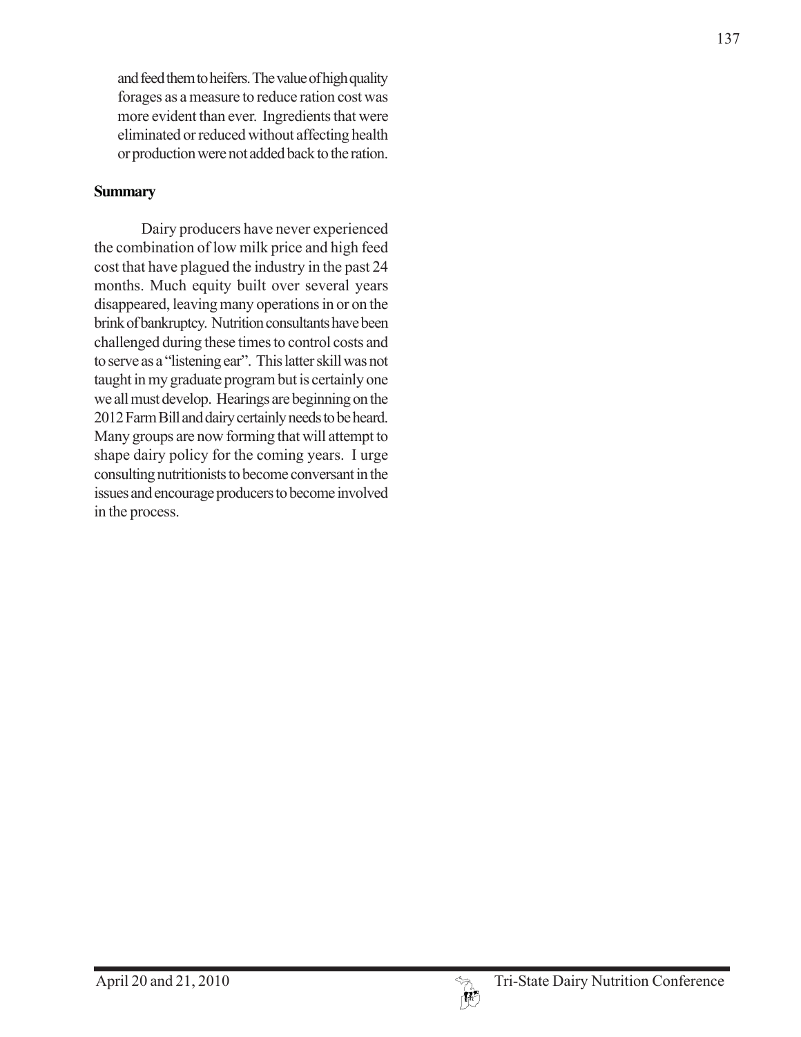and feed them to heifers. The value of high quality forages as a measure to reduce ration cost was more evident than ever. Ingredients that were eliminated or reduced without affecting health or production were not added back to the ration.

## Summary

Dairy producers have never experienced the combination of low milk price and high feed cost that have plagued the industry in the past 24 months. Much equity built over several years disappeared, leaving many operations in or on the brink of bankruptcy. Nutrition consultants have been challenged during these times to control costs and to serve as a "listening ear". This latter skill was not taught in my graduate program but is certainly one we all must develop. Hearings are beginning on the 2012 Farm Bill and dairy certainly needs to be heard. Many groups are now forming that will attempt to shape dairy policy for the coming years. I urge consulting nutritionists to become conversant in the issues and encourage producers to become involved in the process.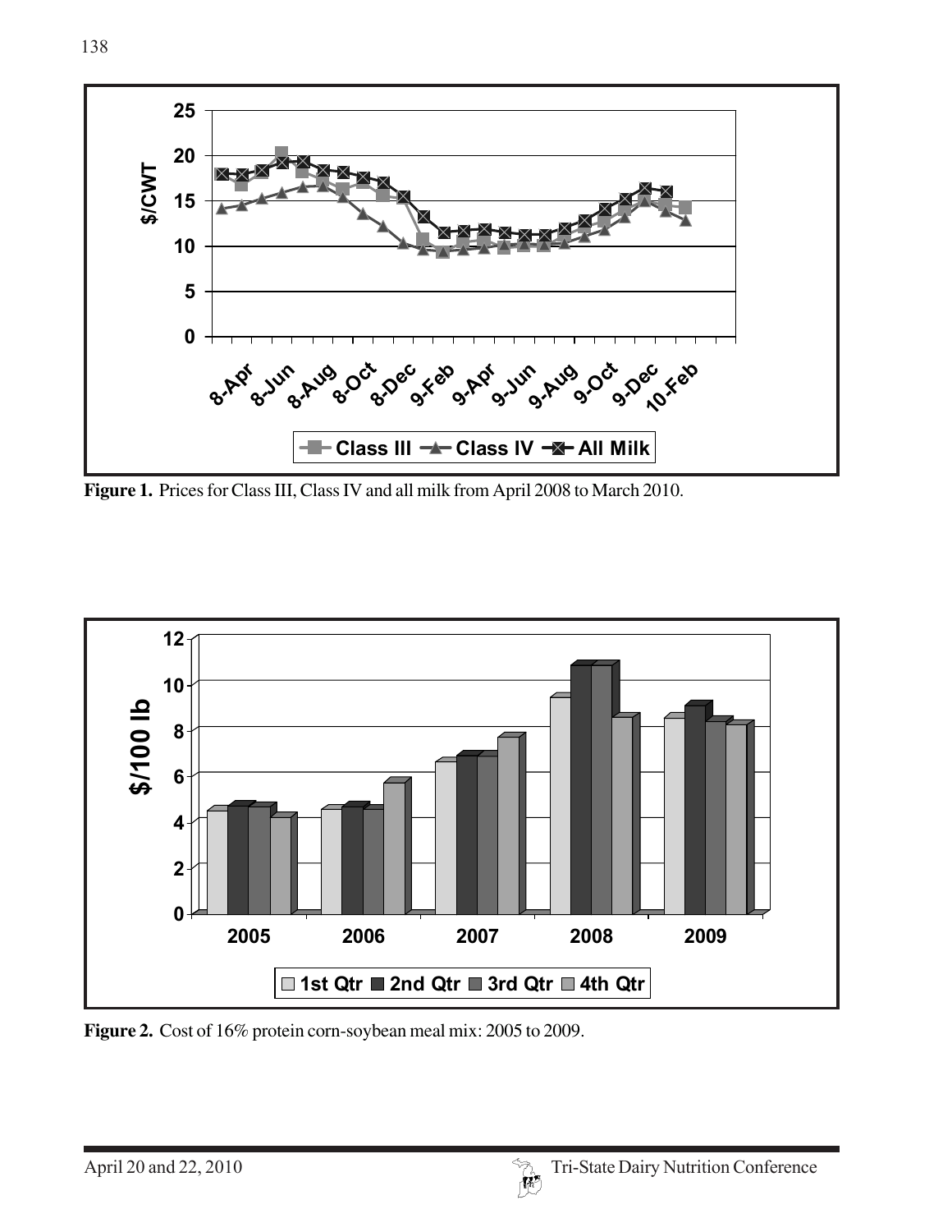**Figure 1.** Prices for Class III, Class IV and all milk from April 2008 to March 2010.

**Figure 2.** Cost of 16% protein corn-soybean meal mix: 2005 to 2009.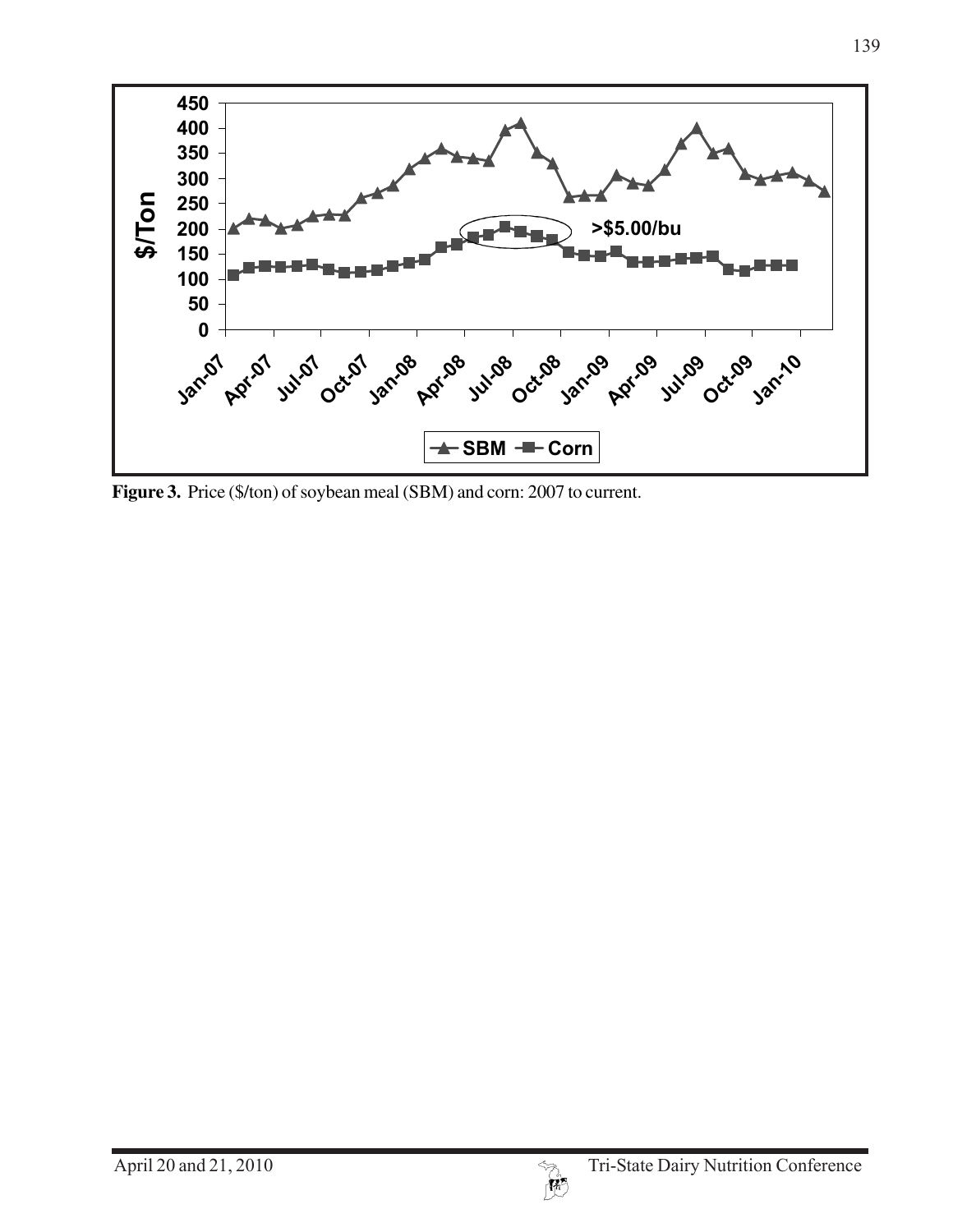450
400
350
300
250
200
150
100
50
0

$/Ton

>$5.00/bu

Jan-07 Apr-07 Jul-07 Oct-07 Jan-08 Apr-08 Jul-08 Oct-08 Jan-09 Apr-09 Jul-09 Oct-09 Jan-10

SBM Corn

**Figure 3.** Price ($/ton) of soybean meal (SBM) and corn: 2007 to current.